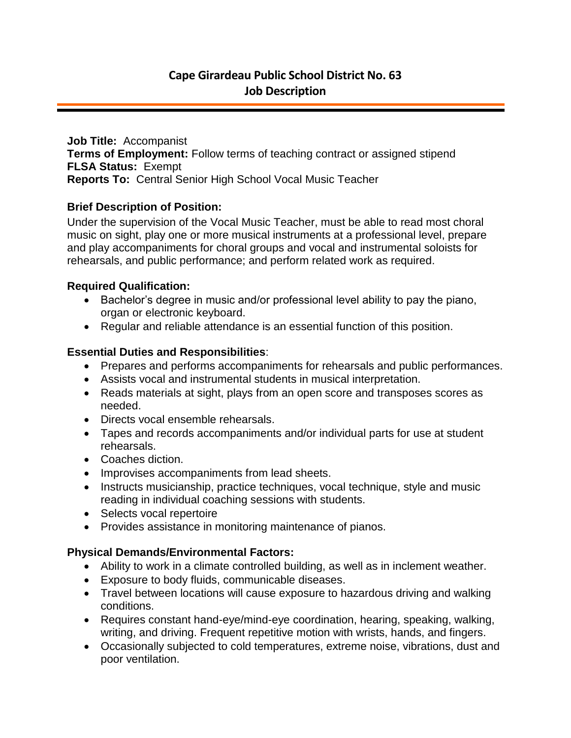# Cape Girardeau Public School District No. 63
## Job Description

**Job Title:** Accompanist
**Terms of Employment:** Follow terms of teaching contract or assigned stipend
**FLSA Status:** Exempt
**Reports To:** Central Senior High School Vocal Music Teacher

**Brief Description of Position:**

Under the supervision of the Vocal Music Teacher, must be able to read most choral music on sight, play one or more musical instruments at a professional level, prepare and play accompaniments for choral groups and vocal and instrumental soloists for rehearsals, and public performance; and perform related work as required.

**Required Qualification:**

- Bachelor's degree in music and/or professional level ability to pay the piano, organ or electronic keyboard.
- Regular and reliable attendance is an essential function of this position.

**Essential Duties and Responsibilities**:

- Prepares and performs accompaniments for rehearsals and public performances.
- Assists vocal and instrumental students in musical interpretation.
- Reads materials at sight, plays from an open score and transposes scores as needed.
- Directs vocal ensemble rehearsals.
- Tapes and records accompaniments and/or individual parts for use at student rehearsals.
- Coaches diction.
- Improvises accompaniments from lead sheets.
- Instructs musicianship, practice techniques, vocal technique, style and music reading in individual coaching sessions with students.
- Selects vocal repertoire
- Provides assistance in monitoring maintenance of pianos.

**Physical Demands/Environmental Factors:**

- Ability to work in a climate controlled building, as well as in inclement weather.
- Exposure to body fluids, communicable diseases.
- Travel between locations will cause exposure to hazardous driving and walking conditions.
- Requires constant hand-eye/mind-eye coordination, hearing, speaking, walking, writing, and driving. Frequent repetitive motion with wrists, hands, and fingers.
- Occasionally subjected to cold temperatures, extreme noise, vibrations, dust and poor ventilation.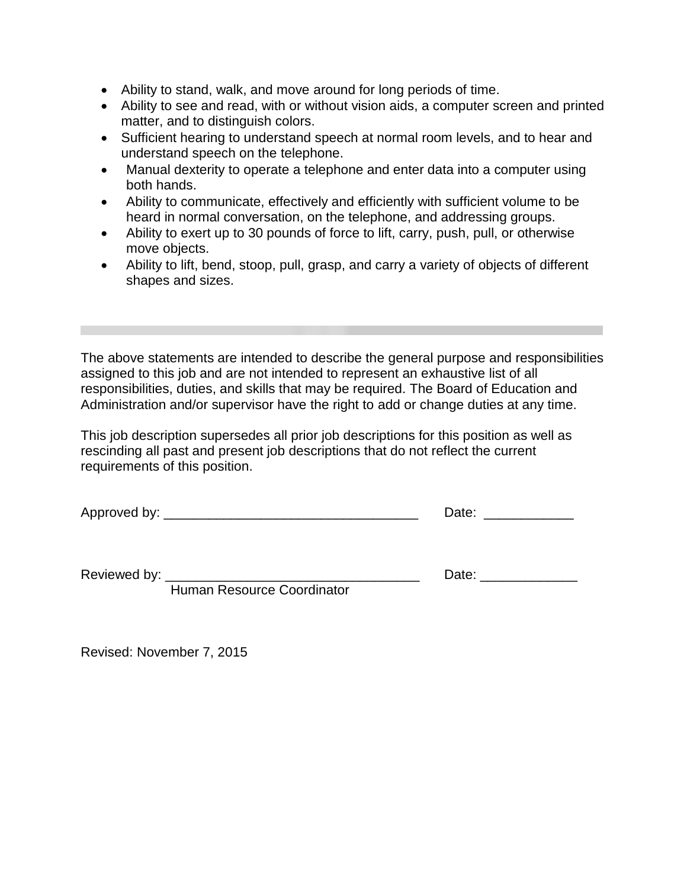- Ability to stand, walk, and move around for long periods of time.
- Ability to see and read, with or without vision aids, a computer screen and printed matter, and to distinguish colors.
- Sufficient hearing to understand speech at normal room levels, and to hear and understand speech on the telephone.
- Manual dexterity to operate a telephone and enter data into a computer using both hands.
- Ability to communicate, effectively and efficiently with sufficient volume to be heard in normal conversation, on the telephone, and addressing groups.
- Ability to exert up to 30 pounds of force to lift, carry, push, pull, or otherwise move objects.
- Ability to lift, bend, stoop, pull, grasp, and carry a variety of objects of different shapes and sizes.

---

The above statements are intended to describe the general purpose and responsibilities assigned to this job and are not intended to represent an exhaustive list of all responsibilities, duties, and skills that may be required. The Board of Education and Administration and/or supervisor have the right to add or change duties at any time.

This job description supersedes all prior job descriptions for this position as well as rescinding all past and present job descriptions that do not reflect the current requirements of this position.

Approved by: ___________________________________ Date: ____________

Reviewed by: ___________________________________ Date: _____________
Human Resource Coordinator

Revised: November 7, 2015